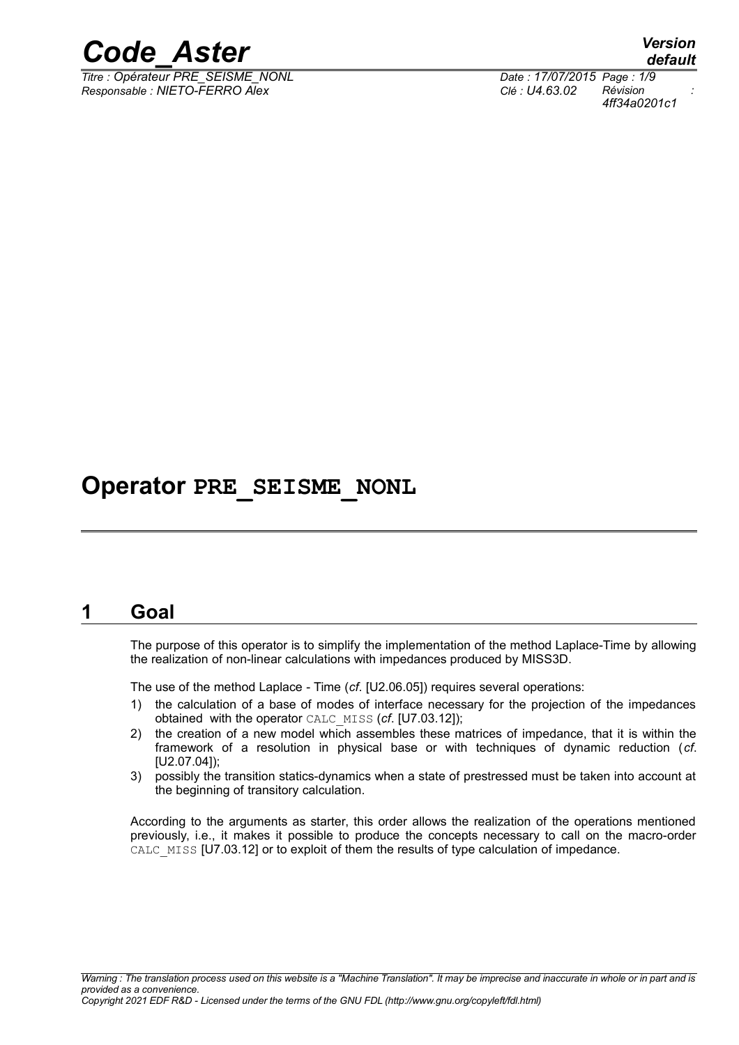# Operator PRE_SEISME_NONL

## 1 Goal

The purpose of this operator is to simplify the implementation of the method Laplace-Time by allowing the realization of non-linear calculations with impedances produced by MISS3D.

The use of the method Laplace - Time (*cf*. [U2.06.05]) requires several operations:

1) the calculation of a base of modes of interface necessary for the projection of the impedances obtained with the operator CALC_MISS (*cf*. [U7.03.12]);
2) the creation of a new model which assembles these matrices of impedance, that it is within the framework of a resolution in physical base or with techniques of dynamic reduction (*cf*. [U2.07.04]);
3) possibly the transition statics-dynamics when a state of prestressed must be taken into account at the beginning of transitory calculation.

According to the arguments as starter, this order allows the realization of the operations mentioned previously, i.e., it makes it possible to produce the concepts necessary to call on the macro-order CALC_MISS [U7.03.12] or to exploit of them the results of type calculation of impedance.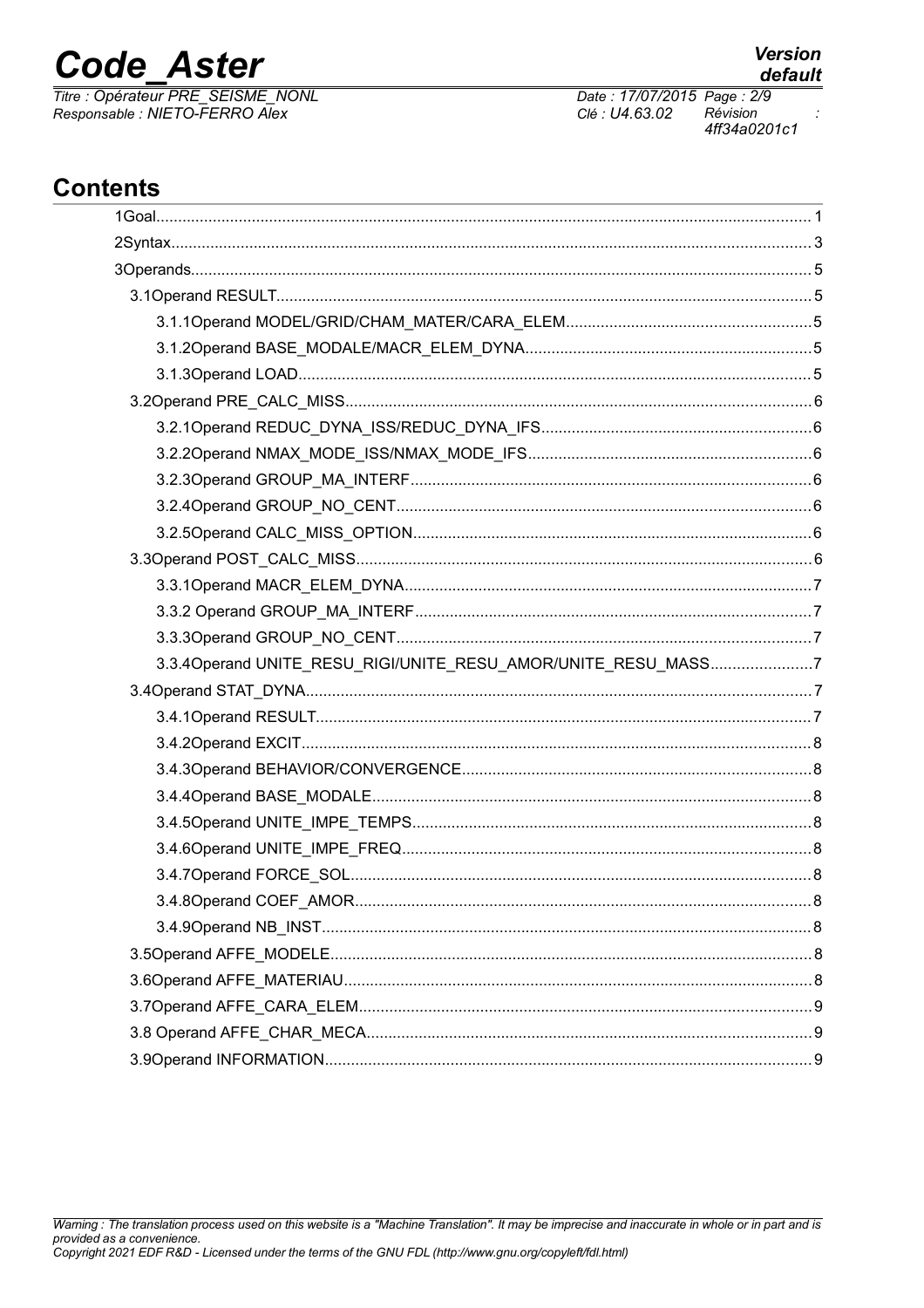# Contents

1Goal.......... 1
2Syntax.......... 3
3Operands.......... 5
3.1Operand RESULT.......... 5
3.1.1Operand MODEL/GRID/CHAM_MATER/CARA_ELEM.......... 5
3.1.2Operand BASE_MODALE/MACR_ELEM_DYNA.......... 5
3.1.3Operand LOAD.......... 5
3.2Operand PRE_CALC_MISS.......... 6
3.2.1Operand REDUC_DYNA_ISS/REDUC_DYNA_IFS.......... 6
3.2.2Operand NMAX_MODE_ISS/NMAX_MODE_IFS.......... 6
3.2.3Operand GROUP_MA_INTERF.......... 6
3.2.4Operand GROUP_NO_CENT.......... 6
3.2.5Operand CALC_MISS_OPTION.......... 6
3.3Operand POST_CALC_MISS.......... 6
3.3.1Operand MACR_ELEM_DYNA.......... 7
3.3.2 Operand GROUP_MA_INTERF.......... 7
3.3.3Operand GROUP_NO_CENT.......... 7
3.3.4Operand UNITE_RESU_RIGI/UNITE_RESU_AMOR/UNITE_RESU_MASS.......... 7
3.4Operand STAT_DYNA.......... 7
3.4.1Operand RESULT.......... 7
3.4.2Operand EXCIT.......... 8
3.4.3Operand BEHAVIOR/CONVERGENCE.......... 8
3.4.4Operand BASE_MODALE.......... 8
3.4.5Operand UNITE_IMPE_TEMPS.......... 8
3.4.6Operand UNITE_IMPE_FREQ.......... 8
3.4.7Operand FORCE_SOL.......... 8
3.4.8Operand COEF_AMOR.......... 8
3.4.9Operand NB_INST.......... 8
3.5Operand AFFE_MODELE.......... 8
3.6Operand AFFE_MATERIAU.......... 8
3.7Operand AFFE_CARA_ELEM.......... 9
3.8 Operand AFFE_CHAR_MECA.......... 9
3.9Operand INFORMATION.......... 9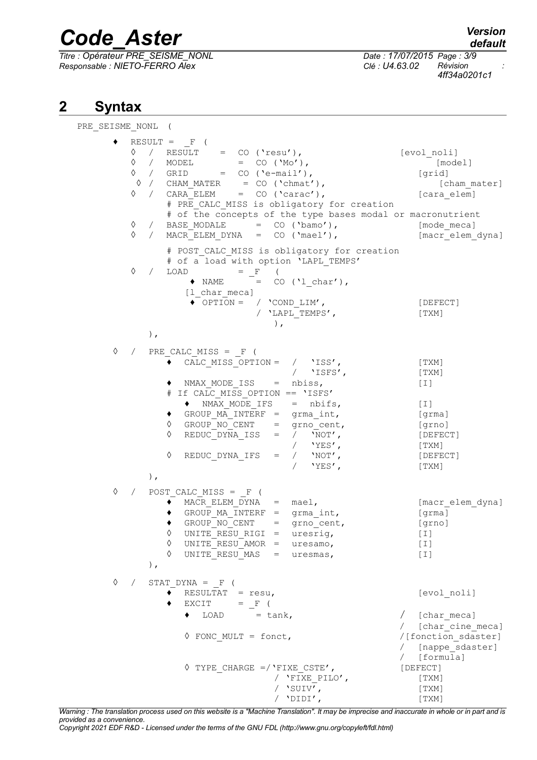## 2 Syntax

```
PRE_SEISME_NONL (

    ♦  RESULT = _F (
       ◊  /  RESULT     =  CO ('resu'),                 [evol_noli]
       ◊  /  MODEL       =  CO ('Mo'),                      [model]
       ◊  /  GRID      =  CO ('e-mail'),                   [grid]
        ◊ /  CHAM_MATER    = CO ('chmat'),                 [cham_mater]
       ◊  /  CARA_ELEM    =  CO ('carac'),               [cara_elem]
             # PRE_CALC_MISS is obligatory for creation
             # of the concepts of the type bases modal or macronutrient
       ◊  /  BASE_MODALE     =  CO ('bamo'),              [mode_meca]
       ◊  /  MACR_ELEM_DYNA  =  CO ('mael'),              [macr_elem_dyna]

             # POST_CALC_MISS is obligatory for creation
             # of a load with option 'LAPL_TEMPS'
       ◊  /  LOAD            = _F  (
                  ♦ NAME      =  CO ('l_char'),
                [l_char_meca]
                 ♦ OPTION =  / 'COND_LIM',                  [DEFECT]
                             / 'LAPL_TEMPS',               [TXM]
                                ),
          ),

    ◊  /  PRE_CALC_MISS = _F (
             ♦  CALC_MISS_OPTION =  /  'ISS',               [TXM]
                                    /  'ISFS',              [TXM]
             ♦  NMAX_MODE_ISS    =  nbiss,                  [I]
             # If CALC_MISS_OPTION == 'ISFS'
                ♦  NMAX_MODE_IFS    =  nbifs,               [I]
             ♦  GROUP_MA_INTERF  =  grma_int,               [grma]
             ◊  GROUP_NO_CENT    =  grno_cent,              [grno]
             ◊  REDUC_DYNA_ISS   =  /  'NOT',               [DEFECT]
                                    /  'YES',               [TXM]
             ◊  REDUC_DYNA_IFS   =  /  'NOT',               [DEFECT]
                                    /  'YES',               [TXM]
          ),

    ◊  /  POST_CALC_MISS = _F (
             ♦  MACR_ELEM_DYNA   =  mael,                   [macr_elem_dyna]
             ♦  GROUP_MA_INTERF  =  grma_int,               [grma]
             ♦  GROUP_NO_CENT    =  grno_cent,              [grno]
             ◊  UNITE_RESU_RIGI  =  uresrig,                [I]
             ◊  UNITE_RESU_AMOR  =  uresamo,                [I]
             ◊  UNITE_RESU_MAS   =  uresmas,                [I]
          ),

    ◊  /  STAT_DYNA = _F (
             ♦  RESULTAT  = resu,                           [evol_noli]
             ♦  EXCIT     = _F (
                ♦  LOAD      = tank,                      /  [char_meca]
                                                          /  [char_cine_meca]
                ◊ FONC_MULT = fonct,                      /[fonction_sdaster]
                                                          /  [nappe_sdaster]
                                                          /  [formula]
                ◊ TYPE_CHARGE =/'FIXE_CSTE',              [DEFECT]
                              / 'FIXE_PILO',                 [TXM]
                              / 'SUIV',                      [TXM]
                              / 'DIDI',                      [TXM]
```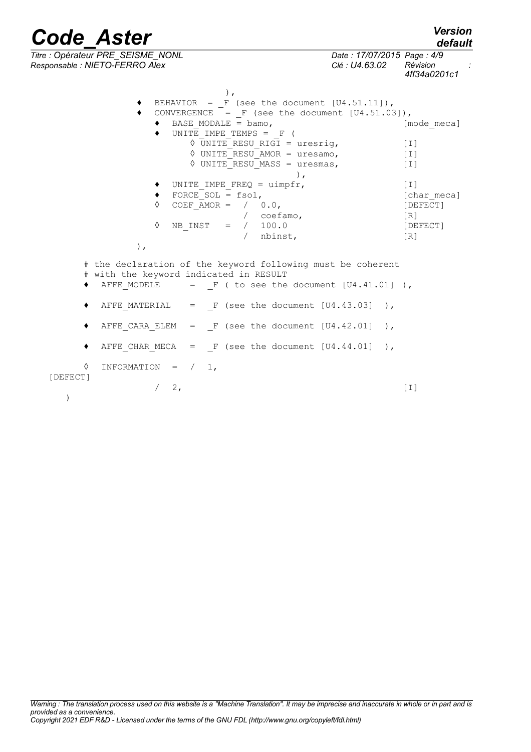```
                        ),
            ♦  BEHAVIOR  = _F (see the document [U4.51.11]),
            ♦  CONVERGENCE  = _F (see the document [U4.51.03]),
               ♦  BASE_MODALE = bamo,                          [mode_meca]
               ♦  UNITE_IMPE_TEMPS = _F (
                     ◊ UNITE_RESU_RIGI = uresrig,              [I]
                     ◊ UNITE_RESU_AMOR = uresamo,              [I]
                     ◊ UNITE_RESU_MASS = uresmas,              [I]
                                        ),
               ♦  UNITE_IMPE_FREQ = uimpfr,                    [I]
               ♦  FORCE_SOL = fsol,                            [char_meca]
               ◊  COEF_AMOR =  /  0.0,                         [DEFECT]
                               /  coefamo,                     [R]
               ◊  NB_INST   =  /  100.0                        [DEFECT]
                               /  nbinst,                      [R]
            ),

      # the declaration of the keyword following must be coherent
      # with the keyword indicated in RESULT
      ♦  AFFE_MODELE     =  _F ( to see the document [U4.41.01] ),

      ♦  AFFE_MATERIAL   =  _F (see the document [U4.43.03]  ),

      ♦  AFFE_CARA_ELEM  =  _F (see the document [U4.42.01]  ),

      ♦  AFFE_CHAR_MECA  =  _F (see the document [U4.44.01]  ),

      ◊  INFORMATION  =  /  1,
   [DEFECT]
                         /  2,                                 [I]
   )
```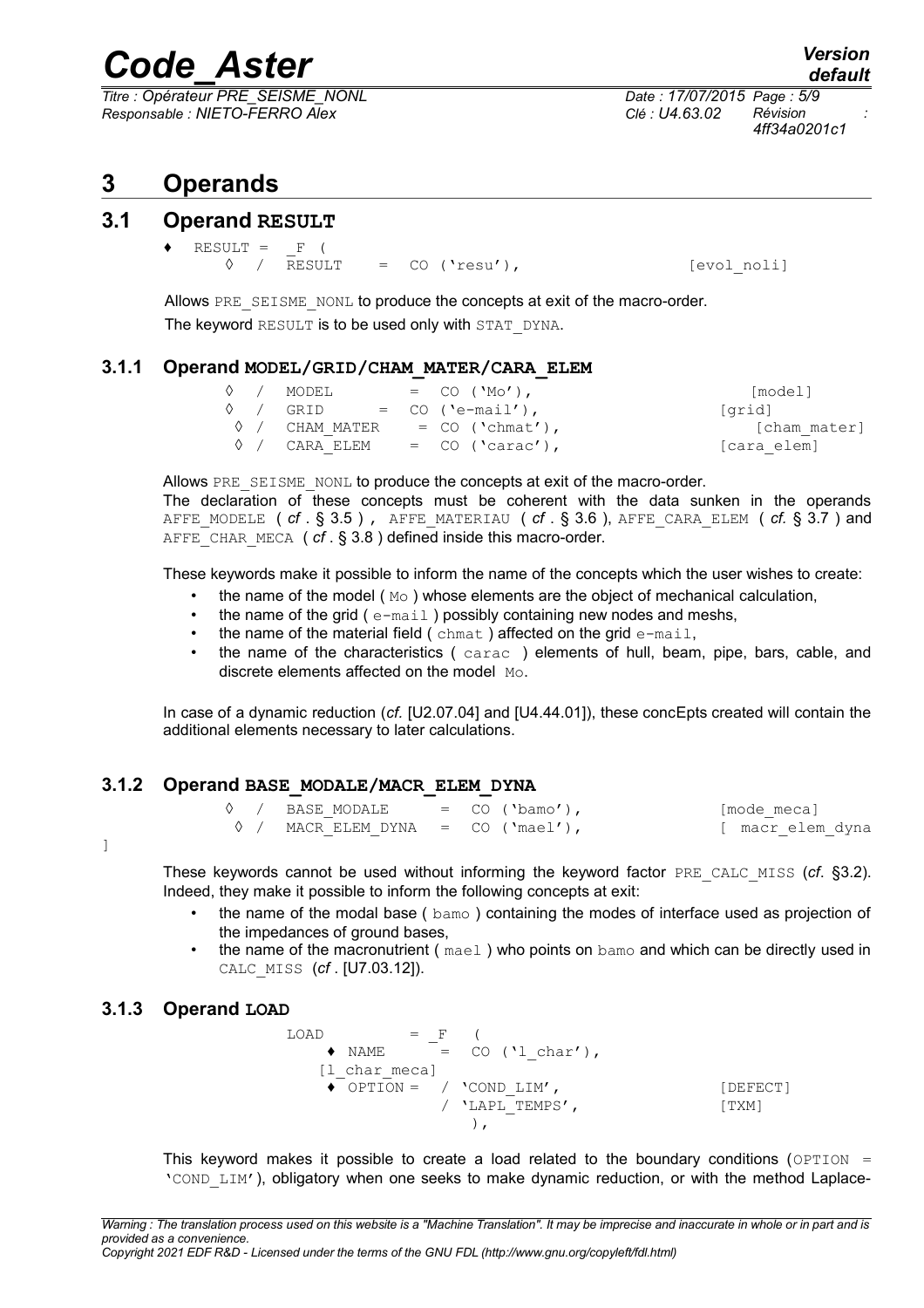# 3 Operands

## 3.1 Operand RESULT

```
♦  RESULT =  _F (
     ◊  /  RESULT    =  CO ('resu'),                    [evol_noli]
```

Allows PRE_SEISME_NONL to produce the concepts at exit of the macro-order.

The keyword RESULT is to be used only with STAT_DYNA.

### 3.1.1 Operand MODEL/GRID/CHAM_MATER/CARA_ELEM

```
◊  /  MODEL        =  CO ('Mo'),                      [model]
◊  /  GRID      =  CO ('e-mail'),                    [grid]
◊  /  CHAM_MATER    = CO ('chmat'),                    [cham_mater]
◊  /  CARA_ELEM    =  CO ('carac'),                   [cara_elem]
```

Allows PRE_SEISME_NONL to produce the concepts at exit of the macro-order.

The declaration of these concepts must be coherent with the data sunken in the operands AFFE_MODELE ( *cf* . § 3.5 ) , AFFE_MATERIAU ( *cf* . § 3.6 ), AFFE_CARA_ELEM ( *cf.* § 3.7 ) and AFFE_CHAR_MECA ( *cf* . § 3.8 ) defined inside this macro-order.

These keywords make it possible to inform the name of the concepts which the user wishes to create:

- the name of the model ( Mo ) whose elements are the object of mechanical calculation,
- the name of the grid ( e-mail ) possibly containing new nodes and meshs,
- the name of the material field ( chmat ) affected on the grid e-mail,
- the name of the characteristics ( carac ) elements of hull, beam, pipe, bars, cable, and discrete elements affected on the model Mo.

In case of a dynamic reduction (*cf.* [U2.07.04] and [U4.44.01]), these concEpts created will contain the additional elements necessary to later calculations.

### 3.1.2 Operand BASE_MODALE/MACR_ELEM_DYNA

```
◊  /  BASE_MODALE     =  CO ('bamo'),              [mode_meca]
◊  /  MACR_ELEM_DYNA  =  CO ('mael'),              [ macr_elem_dyna ]
```

These keywords cannot be used without informing the keyword factor PRE_CALC_MISS (*cf.* §3.2). Indeed, they make it possible to inform the following concepts at exit:

- the name of the modal base ( bamo ) containing the modes of interface used as projection of the impedances of ground bases,
- the name of the macronutrient ( mael ) who points on bamo and which can be directly used in CALC_MISS (*cf* . [U7.03.12]).

### 3.1.3 Operand LOAD

```
LOAD          =  _F  (
    ♦ NAME      =  CO ('l_char'),
   [l_char_meca]
    ♦ OPTION =  / 'COND_LIM',                 [DEFECT]
                / 'LAPL_TEMPS',               [TXM]
                    ),
```

This keyword makes it possible to create a load related to the boundary conditions (OPTION = 'COND_LIM'), obligatory when one seeks to make dynamic reduction, or with the method Laplace-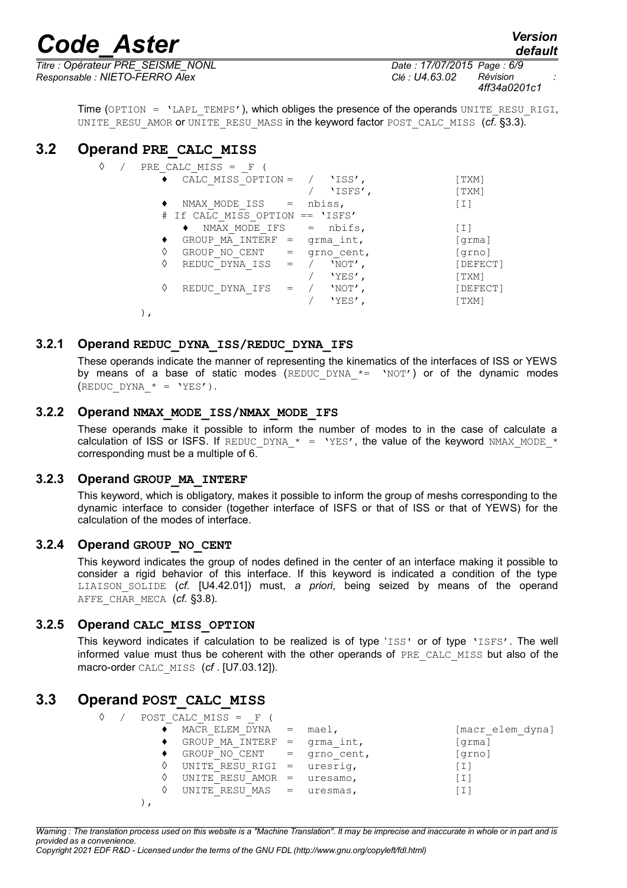Time (OPTION = 'LAPL_TEMPS'), which obliges the presence of the operands UNITE_RESU_RIGI, UNITE_RESU_AMOR or UNITE_RESU_MASS in the keyword factor POST_CALC_MISS (*cf.* §3.3).

## 3.2 Operand PRE_CALC_MISS

```
◊  /  PRE_CALC_MISS = _F (
        ♦  CALC_MISS_OPTION =  /  'ISS',              [TXM]
                               /  'ISFS',             [TXM]
        ♦  NMAX_MODE_ISS    =  nbiss,                 [I]
        # If CALC_MISS_OPTION == 'ISFS'
           ♦  NMAX_MODE_IFS   =  nbifs,               [I]
        ♦  GROUP_MA_INTERF  =  grma_int,              [grma]
        ◊  GROUP_NO_CENT    =  grno_cent,             [grno]
        ◊  REDUC_DYNA_ISS   =  /  'NOT',              [DEFECT]
                               /  'YES',              [TXM]
        ◊  REDUC_DYNA_IFS   =  /  'NOT',              [DEFECT]
                               /  'YES',              [TXM]
     ),
```

### 3.2.1 Operand REDUC_DYNA_ISS/REDUC_DYNA_IFS

These operands indicate the manner of representing the kinematics of the interfaces of ISS or YEWS by means of a base of static modes (REDUC_DYNA_*= 'NOT') or of the dynamic modes (REDUC_DYNA_* = 'YES').

### 3.2.2 Operand NMAX_MODE_ISS/NMAX_MODE_IFS

These operands make it possible to inform the number of modes to in the case of calculate a calculation of ISS or ISFS. If REDUC_DYNA_* = 'YES', the value of the keyword NMAX_MODE_* corresponding must be a multiple of 6.

### 3.2.3 Operand GROUP_MA_INTERF

This keyword, which is obligatory, makes it possible to inform the group of meshs corresponding to the dynamic interface to consider (together interface of ISFS or that of ISS or that of YEWS) for the calculation of the modes of interface.

### 3.2.4 Operand GROUP_NO_CENT

This keyword indicates the group of nodes defined in the center of an interface making it possible to consider a rigid behavior of this interface. If this keyword is indicated a condition of the type LIAISON_SOLIDE (*cf.* [U4.42.01]) must, *a priori*, being seized by means of the operand AFFE_CHAR_MECA (*cf.* §3.8).

### 3.2.5 Operand CALC_MISS_OPTION

This keyword indicates if calculation to be realized is of type 'ISS' or of type 'ISFS'. The well informed value must thus be coherent with the other operands of PRE_CALC_MISS but also of the macro-order CALC_MISS (*cf* . [U7.03.12]).

## 3.3 Operand POST_CALC_MISS

```
◊  /  POST_CALC_MISS = _F (
        ♦  MACR_ELEM_DYNA   =  mael,                  [macr_elem_dyna]
        ♦  GROUP_MA_INTERF  =  grma_int,              [grma]
        ♦  GROUP_NO_CENT    =  grno_cent,             [grno]
        ◊  UNITE_RESU_RIGI  =  uresrig,               [I]
        ◊  UNITE_RESU_AMOR  =  uresamo,               [I]
        ◊  UNITE_RESU_MAS   =  uresmas,               [I]
     ),
```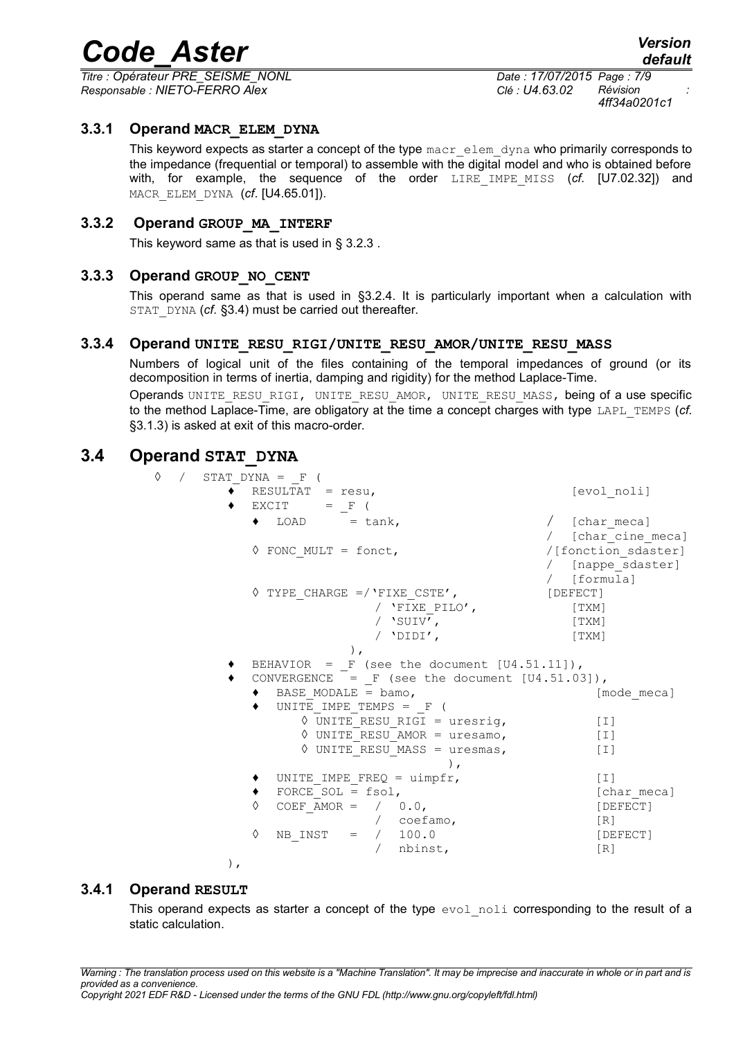### 3.3.1 Operand MACR_ELEM_DYNA

This keyword expects as starter a concept of the type macr_elem_dyna who primarily corresponds to the impedance (frequential or temporal) to assemble with the digital model and who is obtained before with, for example, the sequence of the order LIRE_IMPE_MISS (*cf.* [U7.02.32]) and MACR_ELEM_DYNA (*cf.* [U4.65.01]).

### 3.3.2 Operand GROUP_MA_INTERF

This keyword same as that is used in § 3.2.3 .

### 3.3.3 Operand GROUP_NO_CENT

This operand same as that is used in §3.2.4. It is particularly important when a calculation with STAT_DYNA (*cf.* §3.4) must be carried out thereafter.

### 3.3.4 Operand UNITE_RESU_RIGI/UNITE_RESU_AMOR/UNITE_RESU_MASS

Numbers of logical unit of the files containing of the temporal impedances of ground (or its decomposition in terms of inertia, damping and rigidity) for the method Laplace-Time.

Operands UNITE_RESU_RIGI, UNITE_RESU_AMOR, UNITE_RESU_MASS, being of a use specific to the method Laplace-Time, are obligatory at the time a concept charges with type LAPL_TEMPS (*cf.* §3.1.3) is asked at exit of this macro-order.

## 3.4 Operand STAT_DYNA

```
◊  /  STAT_DYNA = _F (
         ♦  RESULTAT  = resu,                              [evol_noli]
         ♦  EXCIT     = _F (
              ♦  LOAD      = tank,                    /  [char_meca]
                                                      /  [char_cine_meca]
              ◊ FONC_MULT = fonct,                    /[fonction_sdaster]
                                                      /  [nappe_sdaster]
                                                      /  [formula]
              ◊ TYPE_CHARGE =/'FIXE_CSTE',            [DEFECT]
                            / 'FIXE_PILO',               [TXM]
                            / 'SUIV',                    [TXM]
                            / 'DIDI',                    [TXM]
                         ),
         ♦  BEHAVIOR  = _F (see the document [U4.51.11]),
         ♦  CONVERGENCE  = _F (see the document [U4.51.03]),
              ♦  BASE_MODALE = bamo,                          [mode_meca]
              ♦  UNITE_IMPE_TEMPS = _F (
                   ◊ UNITE_RESU_RIGI = uresrig,             [I]
                   ◊ UNITE_RESU_AMOR = uresamo,             [I]
                   ◊ UNITE_RESU_MASS = uresmas,             [I]
                                         ),
              ♦  UNITE_IMPE_FREQ = uimpfr,                  [I]
              ♦  FORCE_SOL = fsol,                          [char_meca]
              ◊  COEF_AMOR =  /  0.0,                       [DEFECT]
                              /  coefamo,                   [R]
              ◊  NB_INST   =  /  100.0                      [DEFECT]
                              /  nbinst,                    [R]
         ),
```

### 3.4.1 Operand RESULT

This operand expects as starter a concept of the type evol_noli corresponding to the result of a static calculation.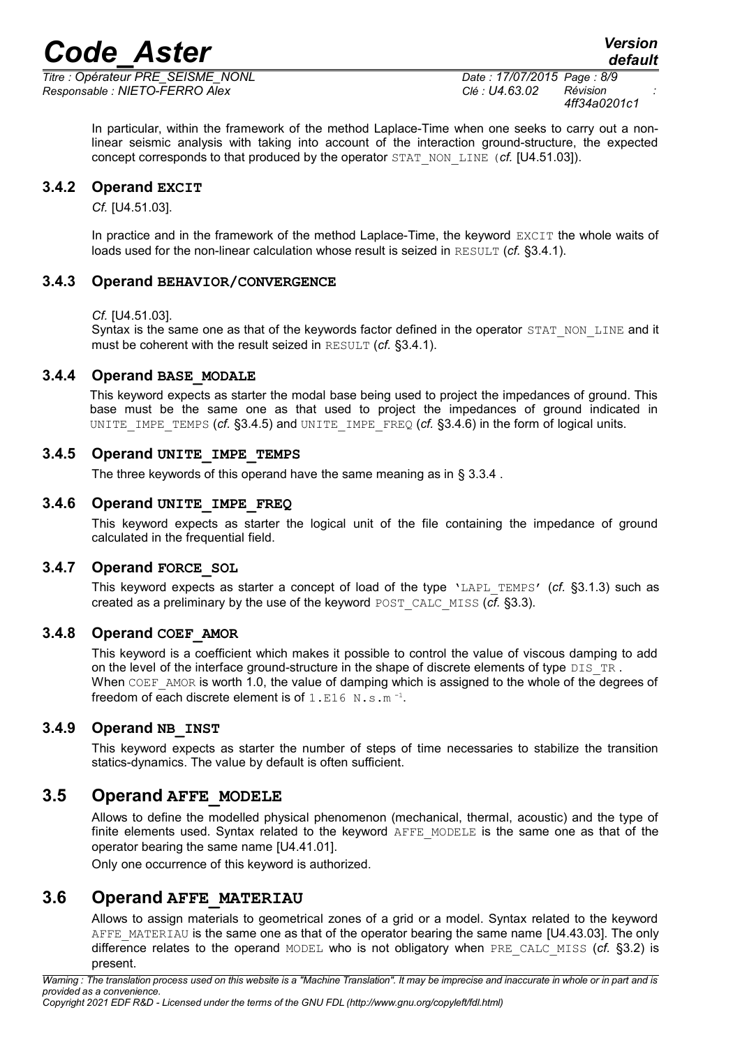In particular, within the framework of the method Laplace-Time when one seeks to carry out a non-linear seismic analysis with taking into account of the interaction ground-structure, the expected concept corresponds to that produced by the operator STAT_NON_LINE (*cf.* [U4.51.03]).

### 3.4.2 Operand EXCIT

*Cf.* [U4.51.03].

In practice and in the framework of the method Laplace-Time, the keyword EXCIT the whole waits of loads used for the non-linear calculation whose result is seized in RESULT (*cf.* §3.4.1).

### 3.4.3 Operand BEHAVIOR/CONVERGENCE

*Cf.* [U4.51.03].
Syntax is the same one as that of the keywords factor defined in the operator STAT_NON_LINE and it must be coherent with the result seized in RESULT (*cf.* §3.4.1).

### 3.4.4 Operand BASE_MODALE

This keyword expects as starter the modal base being used to project the impedances of ground. This base must be the same one as that used to project the impedances of ground indicated in UNITE_IMPE_TEMPS (*cf.* §3.4.5) and UNITE_IMPE_FREQ (*cf.* §3.4.6) in the form of logical units.

### 3.4.5 Operand UNITE_IMPE_TEMPS

The three keywords of this operand have the same meaning as in § 3.3.4 .

### 3.4.6 Operand UNITE_IMPE_FREQ

This keyword expects as starter the logical unit of the file containing the impedance of ground calculated in the frequential field.

### 3.4.7 Operand FORCE_SOL

This keyword expects as starter a concept of load of the type 'LAPL_TEMPS' (*cf.* §3.1.3) such as created as a preliminary by the use of the keyword POST_CALC_MISS (*cf.* §3.3).

### 3.4.8 Operand COEF_AMOR

This keyword is a coefficient which makes it possible to control the value of viscous damping to add on the level of the interface ground-structure in the shape of discrete elements of type DIS_TR .
When COEF_AMOR is worth 1.0, the value of damping which is assigned to the whole of the degrees of freedom of each discrete element is of $1.E16\ N.s.m^{-1}$.

### 3.4.9 Operand NB_INST

This keyword expects as starter the number of steps of time necessaries to stabilize the transition statics-dynamics. The value by default is often sufficient.

## 3.5 Operand AFFE_MODELE

Allows to define the modelled physical phenomenon (mechanical, thermal, acoustic) and the type of finite elements used. Syntax related to the keyword AFFE_MODELE is the same one as that of the operator bearing the same name [U4.41.01].

Only one occurrence of this keyword is authorized.

## 3.6 Operand AFFE_MATERIAU

Allows to assign materials to geometrical zones of a grid or a model. Syntax related to the keyword AFFE_MATERIAU is the same one as that of the operator bearing the same name [U4.43.03]. The only difference relates to the operand MODEL who is not obligatory when PRE_CALC_MISS (*cf.* §3.2) is present.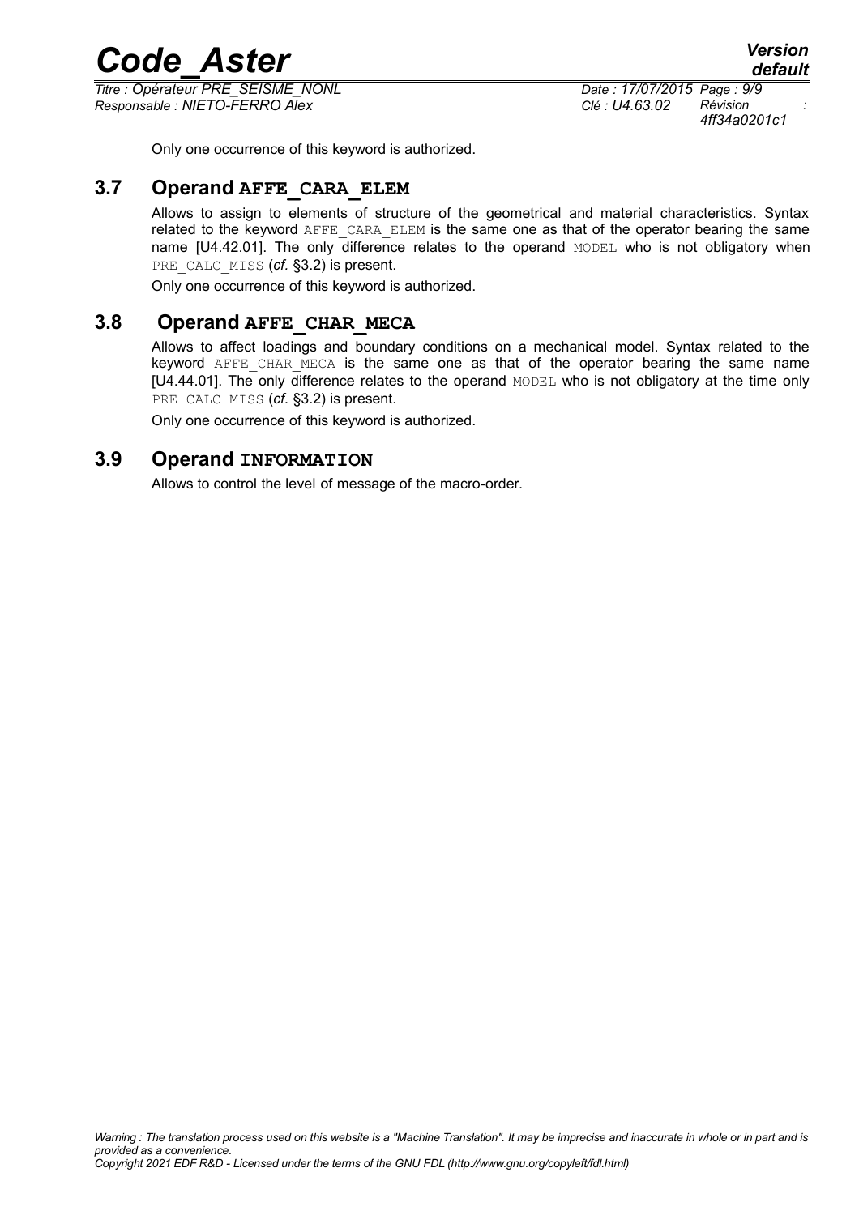Only one occurrence of this keyword is authorized.

## 3.7 Operand AFFE_CARA_ELEM

Allows to assign to elements of structure of the geometrical and material characteristics. Syntax related to the keyword AFFE_CARA_ELEM is the same one as that of the operator bearing the same name [U4.42.01]. The only difference relates to the operand MODEL who is not obligatory when PRE_CALC_MISS (*cf.* §3.2) is present.

Only one occurrence of this keyword is authorized.

## 3.8 Operand AFFE_CHAR_MECA

Allows to affect loadings and boundary conditions on a mechanical model. Syntax related to the keyword AFFE_CHAR_MECA is the same one as that of the operator bearing the same name [U4.44.01]. The only difference relates to the operand MODEL who is not obligatory at the time only PRE_CALC_MISS (*cf.* §3.2) is present.

Only one occurrence of this keyword is authorized.

## 3.9 Operand INFORMATION

Allows to control the level of message of the macro-order.